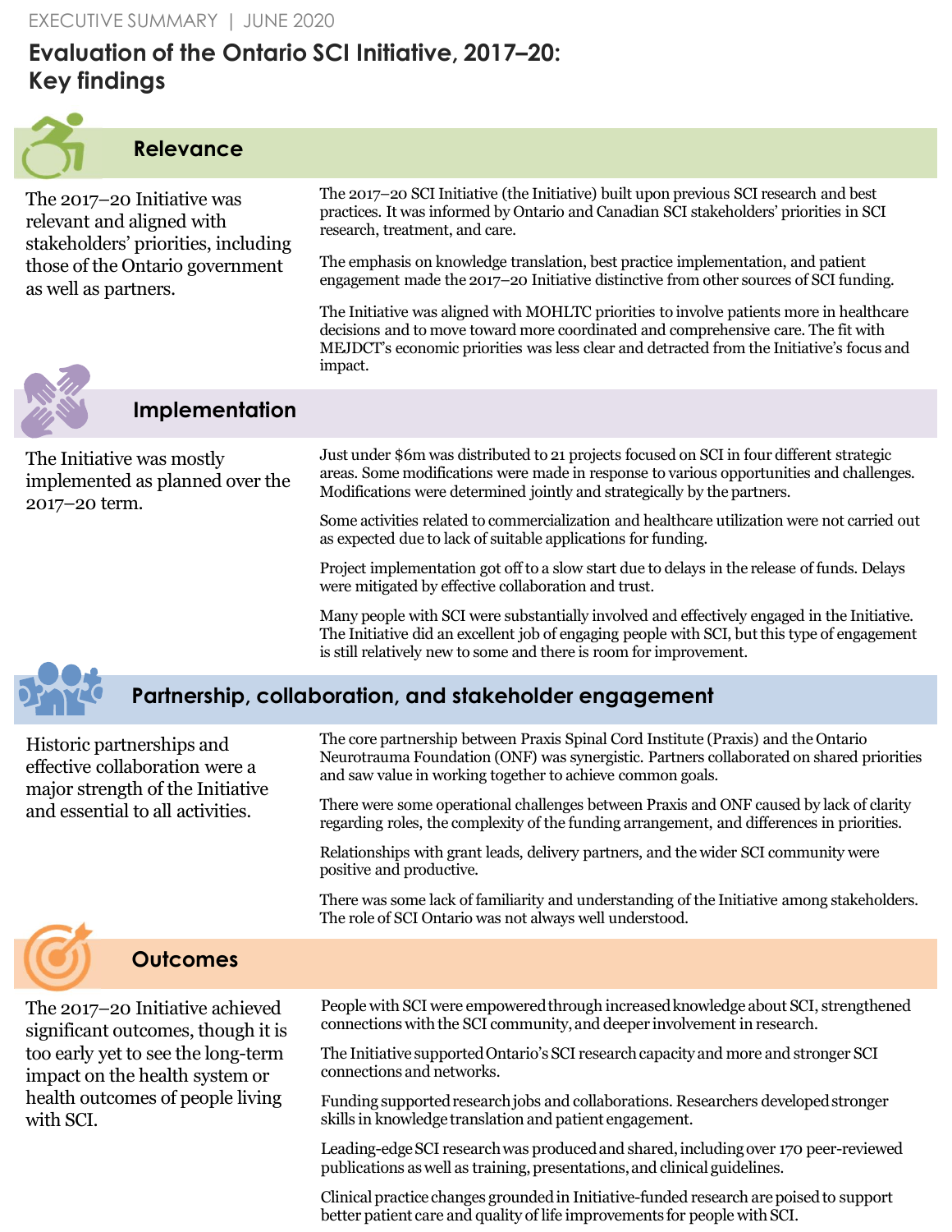EXECUTIVE SUMMARY | JUNE 2020

# Evaluation of the Ontario SCI Initiative, 2017–20: Key findings

## Relevance

**The 2017–20 Initiative was relevant and aligned with stakeholders' priorities, including those of the Ontario government as well as partners.**

The 2017–20 SCI Initiative (the Initiative) built upon previous SCI research and best practices. It was informed by Ontario and Canadian SCI stakeholders' priorities in SCI research, treatment, and care.

The emphasis on knowledge translation, best practice implementation, and patient engagement made the 2017–20 Initiative distinctive from other sources of SCI funding.

The Initiative was aligned with MOHLTC priorities to involve patients more in healthcare decisions and to move toward more coordinated and comprehensive care. The fit with MEJDCT's economic priorities was less clear and detracted from the Initiative's focus and impact.

## Implementation

**The Initiative was mostly implemented as planned over the 2017–20 term.**

Just under $6m was distributed to 21 projects focused on SCI in four different strategic areas. Some modifications were made in response to various opportunities and challenges. Modifications were determined jointly and strategically by the partners.

Some activities related to commercialization and healthcare utilization were not carried out as expected due to lack of suitable applications for funding.

Project implementation got off to a slow start due to delays in the release of funds. Delays were mitigated by effective collaboration and trust.

Many people with SCI were substantially involved and effectively engaged in the Initiative. The Initiative did an excellent job of engaging people with SCI, but this type of engagement is still relatively new to some and there is room for improvement.

## Partnership, collaboration, and stakeholder engagement

**Historic partnerships and effective collaboration were a major strength of the Initiative and essential to all activities.**

The core partnership between Praxis Spinal Cord Institute (Praxis) and the Ontario Neurotrauma Foundation (ONF) was synergistic. Partners collaborated on shared priorities and saw value in working together to achieve common goals.

There were some operational challenges between Praxis and ONF caused by lack of clarity regarding roles, the complexity of the funding arrangement, and differences in priorities.

Relationships with grant leads, delivery partners, and the wider SCI community were positive and productive.

There was some lack of familiarity and understanding of the Initiative among stakeholders. The role of SCI Ontario was not always well understood.

## Outcomes

**The 2017–20 Initiative achieved significant outcomes, though it is too early yet to see the long-term impact on the health system or health outcomes of people living with SCI.**

People with SCI were empowered through increased knowledge about SCI, strengthened connections with the SCI community, and deeper involvement in research.

The Initiative supported Ontario's SCI research capacity and more and stronger SCI connections and networks.

Funding supported research jobs and collaborations. Researchers developed stronger skills in knowledge translation and patient engagement.

Leading-edge SCI research was produced and shared, including over 170 peer-reviewed publications as well as training, presentations, and clinical guidelines.

Clinical practice changes grounded in Initiative-funded research are poised to support better patient care and quality of life improvements for people with SCI.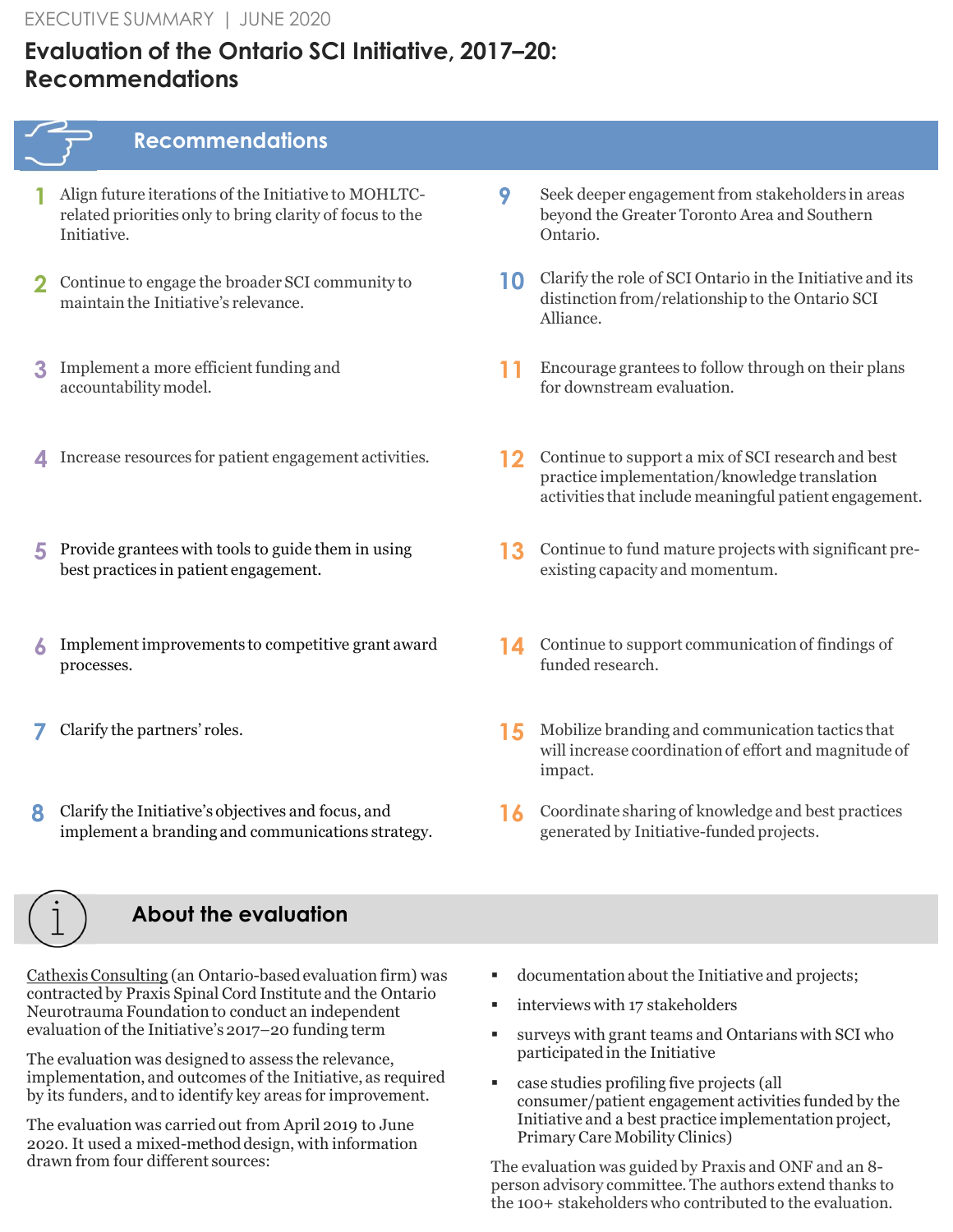EXECUTIVE SUMMARY | JUNE 2020

# Evaluation of the Ontario SCI Initiative, 2017–20: Recommendations

## Recommendations

1. Align future iterations of the Initiative to MOHLTC-related priorities only to bring clarity of focus to the Initiative.
2. Continue to engage the broader SCI community to maintain the Initiative's relevance.
3. Implement a more efficient funding and accountability model.
4. Increase resources for patient engagement activities.
5. Provide grantees with tools to guide them in using best practices in patient engagement.
6. Implement improvements to competitive grant award processes.
7. Clarify the partners' roles.
8. Clarify the Initiative's objectives and focus, and implement a branding and communications strategy.
9. Seek deeper engagement from stakeholders in areas beyond the Greater Toronto Area and Southern Ontario.
10. Clarify the role of SCI Ontario in the Initiative and its distinction from/relationship to the Ontario SCI Alliance.
11. Encourage grantees to follow through on their plans for downstream evaluation.
12. Continue to support a mix of SCI research and best practice implementation/knowledge translation activities that include meaningful patient engagement.
13. Continue to fund mature projects with significant pre-existing capacity and momentum.
14. Continue to support communication of findings of funded research.
15. Mobilize branding and communication tactics that will increase coordination of effort and magnitude of impact.
16. Coordinate sharing of knowledge and best practices generated by Initiative-funded projects.

## About the evaluation

Cathexis Consulting (an Ontario-based evaluation firm) was contracted by Praxis Spinal Cord Institute and the Ontario Neurotrauma Foundation to conduct an independent evaluation of the Initiative's 2017–20 funding term

The evaluation was designed to assess the relevance, implementation, and outcomes of the Initiative, as required by its funders, and to identify key areas for improvement.

The evaluation was carried out from April 2019 to June 2020. It used a mixed-method design, with information drawn from four different sources:

- documentation about the Initiative and projects;
- interviews with 17 stakeholders
- surveys with grant teams and Ontarians with SCI who participated in the Initiative
- case studies profiling five projects (all consumer/patient engagement activities funded by the Initiative and a best practice implementation project, Primary Care Mobility Clinics)

The evaluation was guided by Praxis and ONF and an 8-person advisory committee. The authors extend thanks to the 100+ stakeholders who contributed to the evaluation.